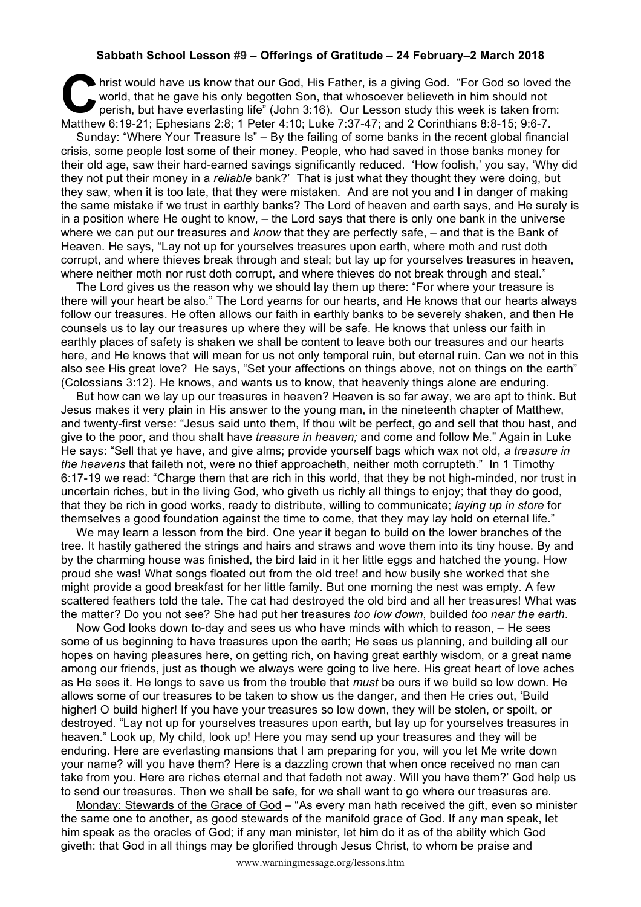**Sabbath School Lesson #9 – Offerings of Gratitude – 24 February–2 March 2018**

Christ would have us know that our God, His Father, is a giving God. "For God so loved the world, that he gave his only begotten Son, that whosoever believeth in him should not perish, but have everlasting life" (John 3:16). Our Lesson study this week is taken from: Matthew 6:19-21; Ephesians 2:8; 1 Peter 4:10; Luke 7:37-47; and 2 Corinthians 8:8-15; 9:6-7.

Sunday: "Where Your Treasure Is" – By the failing of some banks in the recent global financial crisis, some people lost some of their money. People, who had saved in those banks money for their old age, saw their hard-earned savings significantly reduced. 'How foolish,' you say, 'Why did they not put their money in a *reliable* bank?' That is just what they thought they were doing, but they saw, when it is too late, that they were mistaken. And are not you and I in danger of making the same mistake if we trust in earthly banks? The Lord of heaven and earth says, and He surely is in a position where He ought to know, – the Lord says that there is only one bank in the universe where we can put our treasures and *know* that they are perfectly safe, – and that is the Bank of Heaven. He says, "Lay not up for yourselves treasures upon earth, where moth and rust doth corrupt, and where thieves break through and steal; but lay up for yourselves treasures in heaven, where neither moth nor rust doth corrupt, and where thieves do not break through and steal."

The Lord gives us the reason why we should lay them up there: "For where your treasure is there will your heart be also." The Lord yearns for our hearts, and He knows that our hearts always follow our treasures. He often allows our faith in earthly banks to be severely shaken, and then He counsels us to lay our treasures up where they will be safe. He knows that unless our faith in earthly places of safety is shaken we shall be content to leave both our treasures and our hearts here, and He knows that will mean for us not only temporal ruin, but eternal ruin. Can we not in this also see His great love? He says, "Set your affections on things above, not on things on the earth" (Colossians 3:12). He knows, and wants us to know, that heavenly things alone are enduring.

But how can we lay up our treasures in heaven? Heaven is so far away, we are apt to think. But Jesus makes it very plain in His answer to the young man, in the nineteenth chapter of Matthew, and twenty-first verse: "Jesus said unto them, If thou wilt be perfect, go and sell that thou hast, and give to the poor, and thou shalt have *treasure in heaven;* and come and follow Me." Again in Luke He says: "Sell that ye have, and give alms; provide yourself bags which wax not old, *a treasure in the heavens* that faileth not, were no thief approacheth, neither moth corrupteth." In 1 Timothy 6:17-19 we read: "Charge them that are rich in this world, that they be not high-minded, nor trust in uncertain riches, but in the living God, who giveth us richly all things to enjoy; that they do good, that they be rich in good works, ready to distribute, willing to communicate; *laying up in store* for themselves a good foundation against the time to come, that they may lay hold on eternal life."

We may learn a lesson from the bird. One year it began to build on the lower branches of the tree. It hastily gathered the strings and hairs and straws and wove them into its tiny house. By and by the charming house was finished, the bird laid in it her little eggs and hatched the young. How proud she was! What songs floated out from the old tree! and how busily she worked that she might provide a good breakfast for her little family. But one morning the nest was empty. A few scattered feathers told the tale. The cat had destroyed the old bird and all her treasures! What was the matter? Do you not see? She had put her treasures *too low down*, builded *too near the earth*.

Now God looks down to-day and sees us who have minds with which to reason, – He sees some of us beginning to have treasures upon the earth; He sees us planning, and building all our hopes on having pleasures here, on getting rich, on having great earthly wisdom, or a great name among our friends, just as though we always were going to live here. His great heart of love aches as He sees it. He longs to save us from the trouble that *must* be ours if we build so low down. He allows some of our treasures to be taken to show us the danger, and then He cries out, 'Build higher! O build higher! If you have your treasures so low down, they will be stolen, or spoilt, or destroyed. "Lay not up for yourselves treasures upon earth, but lay up for yourselves treasures in heaven." Look up, My child, look up! Here you may send up your treasures and they will be enduring. Here are everlasting mansions that I am preparing for you, will you let Me write down your name? will you have them? Here is a dazzling crown that when once received no man can take from you. Here are riches eternal and that fadeth not away. Will you have them?' God help us to send our treasures. Then we shall be safe, for we shall want to go where our treasures are.

Monday: Stewards of the Grace of God – "As every man hath received the gift, even so minister the same one to another, as good stewards of the manifold grace of God. If any man speak, let him speak as the oracles of God; if any man minister, let him do it as of the ability which God giveth: that God in all things may be glorified through Jesus Christ, to whom be praise and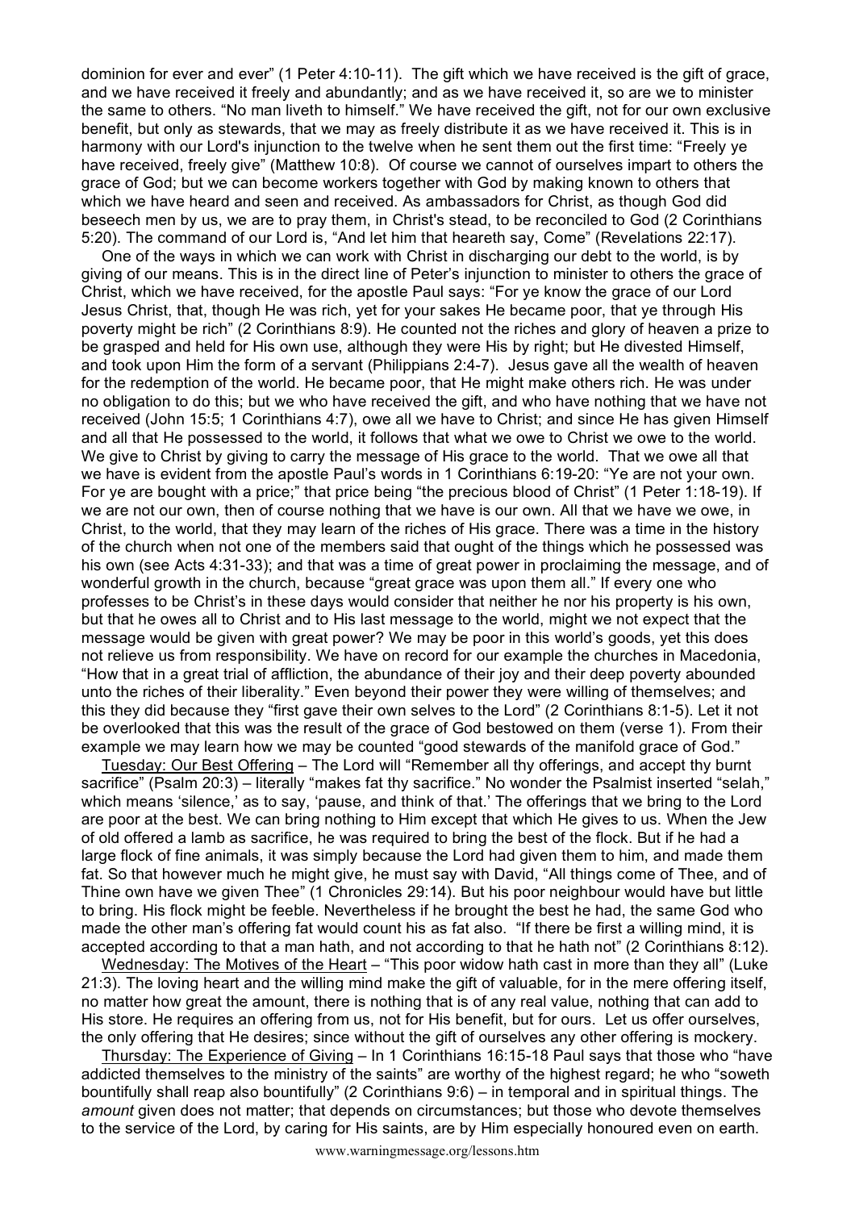dominion for ever and ever" (1 Peter 4:10-11). The gift which we have received is the gift of grace, and we have received it freely and abundantly; and as we have received it, so are we to minister the same to others. "No man liveth to himself." We have received the gift, not for our own exclusive benefit, but only as stewards, that we may as freely distribute it as we have received it. This is in harmony with our Lord's injunction to the twelve when he sent them out the first time: "Freely ye have received, freely give" (Matthew 10:8). Of course we cannot of ourselves impart to others the grace of God; but we can become workers together with God by making known to others that which we have heard and seen and received. As ambassadors for Christ, as though God did beseech men by us, we are to pray them, in Christ's stead, to be reconciled to God (2 Corinthians 5:20). The command of our Lord is, "And let him that heareth say, Come" (Revelations 22:17).

One of the ways in which we can work with Christ in discharging our debt to the world, is by giving of our means. This is in the direct line of Peter's injunction to minister to others the grace of Christ, which we have received, for the apostle Paul says: "For ye know the grace of our Lord Jesus Christ, that, though He was rich, yet for your sakes He became poor, that ye through His poverty might be rich" (2 Corinthians 8:9). He counted not the riches and glory of heaven a prize to be grasped and held for His own use, although they were His by right; but He divested Himself, and took upon Him the form of a servant (Philippians 2:4-7). Jesus gave all the wealth of heaven for the redemption of the world. He became poor, that He might make others rich. He was under no obligation to do this; but we who have received the gift, and who have nothing that we have not received (John 15:5; 1 Corinthians 4:7), owe all we have to Christ; and since He has given Himself and all that He possessed to the world, it follows that what we owe to Christ we owe to the world. We give to Christ by giving to carry the message of His grace to the world. That we owe all that we have is evident from the apostle Paul's words in 1 Corinthians 6:19-20: "Ye are not your own. For ye are bought with a price;" that price being "the precious blood of Christ" (1 Peter 1:18-19). If we are not our own, then of course nothing that we have is our own. All that we have we owe, in Christ, to the world, that they may learn of the riches of His grace. There was a time in the history of the church when not one of the members said that ought of the things which he possessed was his own (see Acts 4:31-33); and that was a time of great power in proclaiming the message, and of wonderful growth in the church, because "great grace was upon them all." If every one who professes to be Christ's in these days would consider that neither he nor his property is his own, but that he owes all to Christ and to His last message to the world, might we not expect that the message would be given with great power? We may be poor in this world's goods, yet this does not relieve us from responsibility. We have on record for our example the churches in Macedonia, "How that in a great trial of affliction, the abundance of their joy and their deep poverty abounded unto the riches of their liberality." Even beyond their power they were willing of themselves; and this they did because they "first gave their own selves to the Lord" (2 Corinthians 8:1-5). Let it not be overlooked that this was the result of the grace of God bestowed on them (verse 1). From their example we may learn how we may be counted "good stewards of the manifold grace of God."

<u>Tuesday: Our Best Offering</u> – The Lord will "Remember all thy offerings, and accept thy burnt sacrifice" (Psalm 20:3) – literally "makes fat thy sacrifice." No wonder the Psalmist inserted "selah," which means 'silence,' as to say, 'pause, and think of that.' The offerings that we bring to the Lord are poor at the best. We can bring nothing to Him except that which He gives to us. When the Jew of old offered a lamb as sacrifice, he was required to bring the best of the flock. But if he had a large flock of fine animals, it was simply because the Lord had given them to him, and made them fat. So that however much he might give, he must say with David, "All things come of Thee, and of Thine own have we given Thee" (1 Chronicles 29:14). But his poor neighbour would have but little to bring. His flock might be feeble. Nevertheless if he brought the best he had, the same God who made the other man's offering fat would count his as fat also. "If there be first a willing mind, it is accepted according to that a man hath, and not according to that he hath not" (2 Corinthians 8:12).

<u>Wednesday: The Motives of the Heart</u> – "This poor widow hath cast in more than they all" (Luke 21:3). The loving heart and the willing mind make the gift of valuable, for in the mere offering itself, no matter how great the amount, there is nothing that is of any real value, nothing that can add to His store. He requires an offering from us, not for His benefit, but for ours. Let us offer ourselves, the only offering that He desires; since without the gift of ourselves any other offering is mockery.

<u>Thursday: The Experience of Giving</u> – In 1 Corinthians 16:15-18 Paul says that those who "have addicted themselves to the ministry of the saints" are worthy of the highest regard; he who "soweth bountifully shall reap also bountifully" (2 Corinthians 9:6) – in temporal and in spiritual things. The *amount* given does not matter; that depends on circumstances; but those who devote themselves to the service of the Lord, by caring for His saints, are by Him especially honoured even on earth.

www.warningmessage.org/lessons.htm